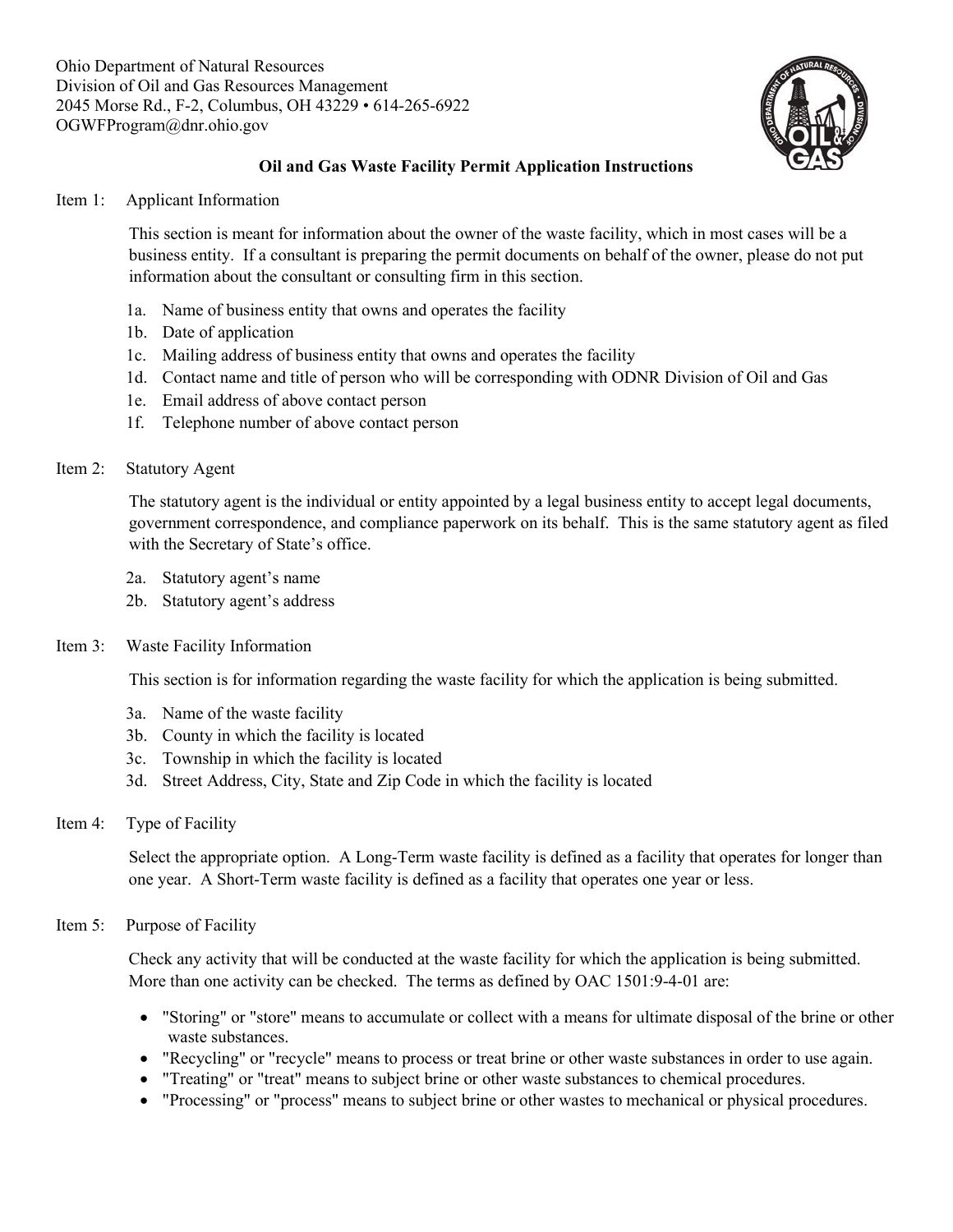Ohio Department of Natural Resources
Division of Oil and Gas Resources Management
2045 Morse Rd., F-2, Columbus, OH 43229 • 614-265-6922
OGWFProgram@dnr.ohio.gov

# Oil and Gas Waste Facility Permit Application Instructions

## Item 1: Applicant Information

This section is meant for information about the owner of the waste facility, which in most cases will be a business entity. If a consultant is preparing the permit documents on behalf of the owner, please do not put information about the consultant or consulting firm in this section.

- 1a. Name of business entity that owns and operates the facility
- 1b. Date of application
- 1c. Mailing address of business entity that owns and operates the facility
- 1d. Contact name and title of person who will be corresponding with ODNR Division of Oil and Gas
- 1e. Email address of above contact person
- 1f. Telephone number of above contact person

## Item 2: Statutory Agent

The statutory agent is the individual or entity appointed by a legal business entity to accept legal documents, government correspondence, and compliance paperwork on its behalf. This is the same statutory agent as filed with the Secretary of State's office.

- 2a. Statutory agent's name
- 2b. Statutory agent's address

## Item 3: Waste Facility Information

This section is for information regarding the waste facility for which the application is being submitted.

- 3a. Name of the waste facility
- 3b. County in which the facility is located
- 3c. Township in which the facility is located
- 3d. Street Address, City, State and Zip Code in which the facility is located

## Item 4: Type of Facility

Select the appropriate option. A Long-Term waste facility is defined as a facility that operates for longer than one year. A Short-Term waste facility is defined as a facility that operates one year or less.

## Item 5: Purpose of Facility

Check any activity that will be conducted at the waste facility for which the application is being submitted. More than one activity can be checked. The terms as defined by OAC 1501:9-4-01 are:

- "Storing" or "store" means to accumulate or collect with a means for ultimate disposal of the brine or other waste substances.
- "Recycling" or "recycle" means to process or treat brine or other waste substances in order to use again.
- "Treating" or "treat" means to subject brine or other waste substances to chemical procedures.
- "Processing" or "process" means to subject brine or other wastes to mechanical or physical procedures.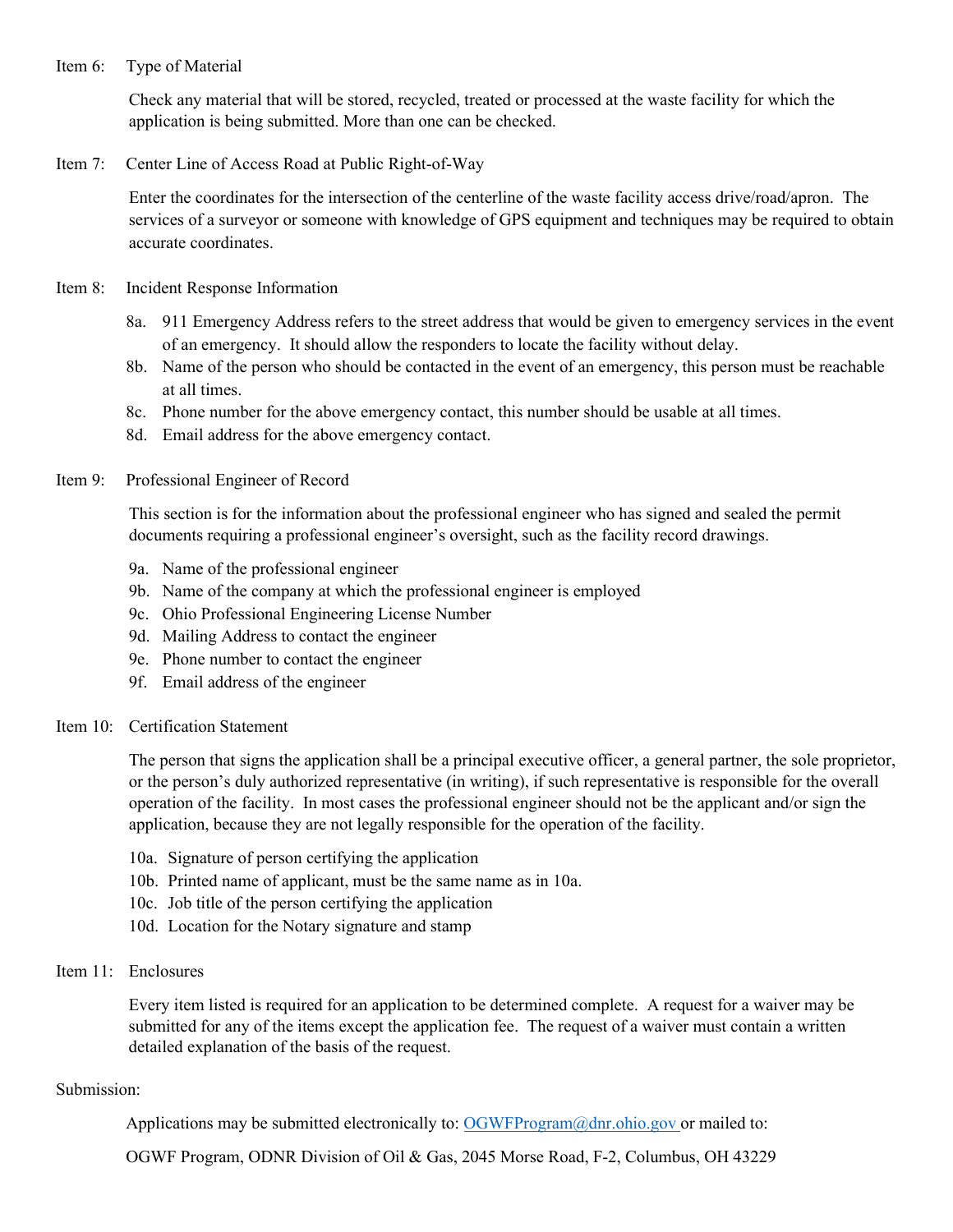Item 6: Type of Material

Check any material that will be stored, recycled, treated or processed at the waste facility for which the application is being submitted. More than one can be checked.

Item 7: Center Line of Access Road at Public Right-of-Way

Enter the coordinates for the intersection of the centerline of the waste facility access drive/road/apron. The services of a surveyor or someone with knowledge of GPS equipment and techniques may be required to obtain accurate coordinates.

Item 8: Incident Response Information

8a. 911 Emergency Address refers to the street address that would be given to emergency services in the event of an emergency. It should allow the responders to locate the facility without delay.
8b. Name of the person who should be contacted in the event of an emergency, this person must be reachable at all times.
8c. Phone number for the above emergency contact, this number should be usable at all times.
8d. Email address for the above emergency contact.

Item 9: Professional Engineer of Record

This section is for the information about the professional engineer who has signed and sealed the permit documents requiring a professional engineer's oversight, such as the facility record drawings.

9a. Name of the professional engineer
9b. Name of the company at which the professional engineer is employed
9c. Ohio Professional Engineering License Number
9d. Mailing Address to contact the engineer
9e. Phone number to contact the engineer
9f. Email address of the engineer

Item 10: Certification Statement

The person that signs the application shall be a principal executive officer, a general partner, the sole proprietor, or the person's duly authorized representative (in writing), if such representative is responsible for the overall operation of the facility. In most cases the professional engineer should not be the applicant and/or sign the application, because they are not legally responsible for the operation of the facility.

10a. Signature of person certifying the application
10b. Printed name of applicant, must be the same name as in 10a.
10c. Job title of the person certifying the application
10d. Location for the Notary signature and stamp

Item 11: Enclosures

Every item listed is required for an application to be determined complete. A request for a waiver may be submitted for any of the items except the application fee. The request of a waiver must contain a written detailed explanation of the basis of the request.

Submission:

Applications may be submitted electronically to: OGWFProgram@dnr.ohio.gov or mailed to:

OGWF Program, ODNR Division of Oil & Gas, 2045 Morse Road, F-2, Columbus, OH 43229